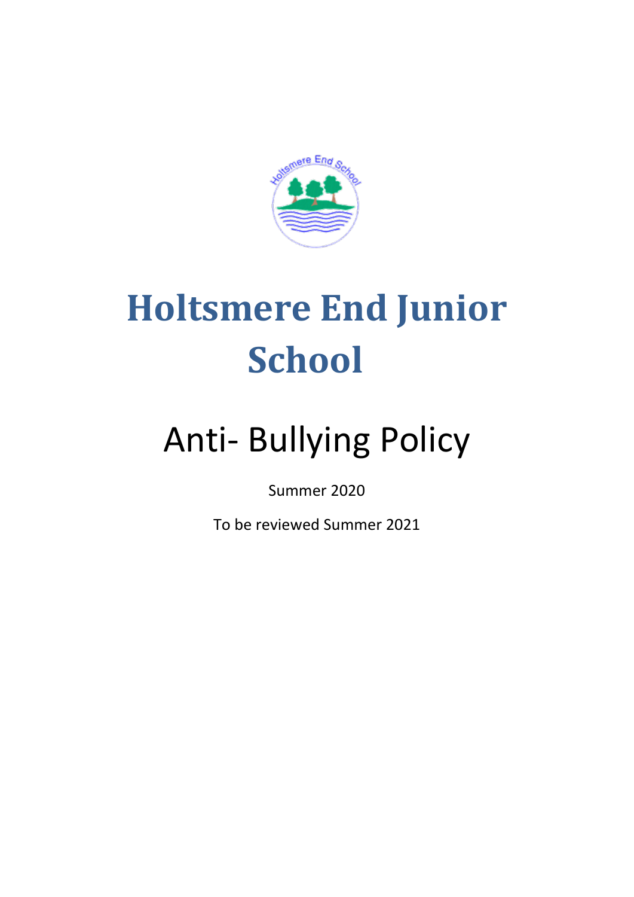# Holtsmere End Junior School

## Anti- Bullying Policy

Summer 2020

To be reviewed Summer 2021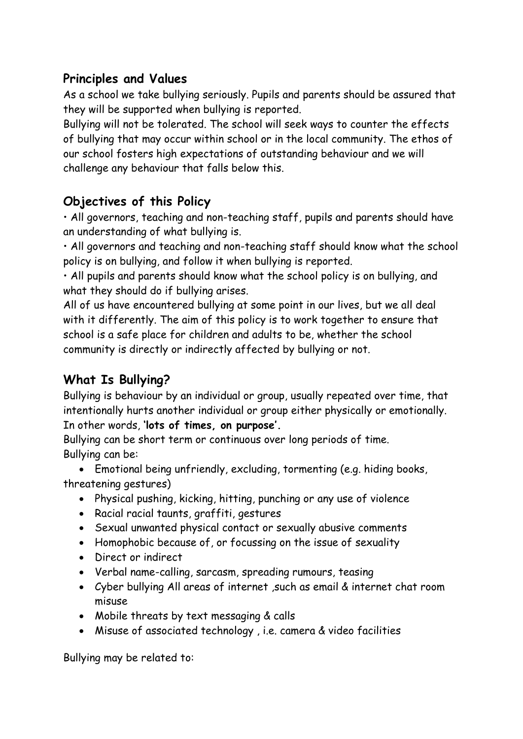## Principles and Values

As a school we take bullying seriously. Pupils and parents should be assured that they will be supported when bullying is reported.

Bullying will not be tolerated. The school will seek ways to counter the effects of bullying that may occur within school or in the local community. The ethos of our school fosters high expectations of outstanding behaviour and we will challenge any behaviour that falls below this.

## Objectives of this Policy

• All governors, teaching and non-teaching staff, pupils and parents should have an understanding of what bullying is.

• All governors and teaching and non-teaching staff should know what the school policy is on bullying, and follow it when bullying is reported.

• All pupils and parents should know what the school policy is on bullying, and what they should do if bullying arises.

All of us have encountered bullying at some point in our lives, but we all deal with it differently. The aim of this policy is to work together to ensure that school is a safe place for children and adults to be, whether the school community is directly or indirectly affected by bullying or not.

## What Is Bullying?

Bullying is behaviour by an individual or group, usually repeated over time, that intentionally hurts another individual or group either physically or emotionally. In other words, **'lots of times, on purpose'.**

Bullying can be short term or continuous over long periods of time.

Bullying can be:

- Emotional being unfriendly, excluding, tormenting (e.g. hiding books, threatening gestures)
- Physical pushing, kicking, hitting, punching or any use of violence
- Racial racial taunts, graffiti, gestures
- Sexual unwanted physical contact or sexually abusive comments
- Homophobic because of, or focussing on the issue of sexuality
- Direct or indirect
- Verbal name-calling, sarcasm, spreading rumours, teasing
- Cyber bullying All areas of internet ,such as email & internet chat room misuse
- Mobile threats by text messaging & calls
- Misuse of associated technology , i.e. camera & video facilities

Bullying may be related to: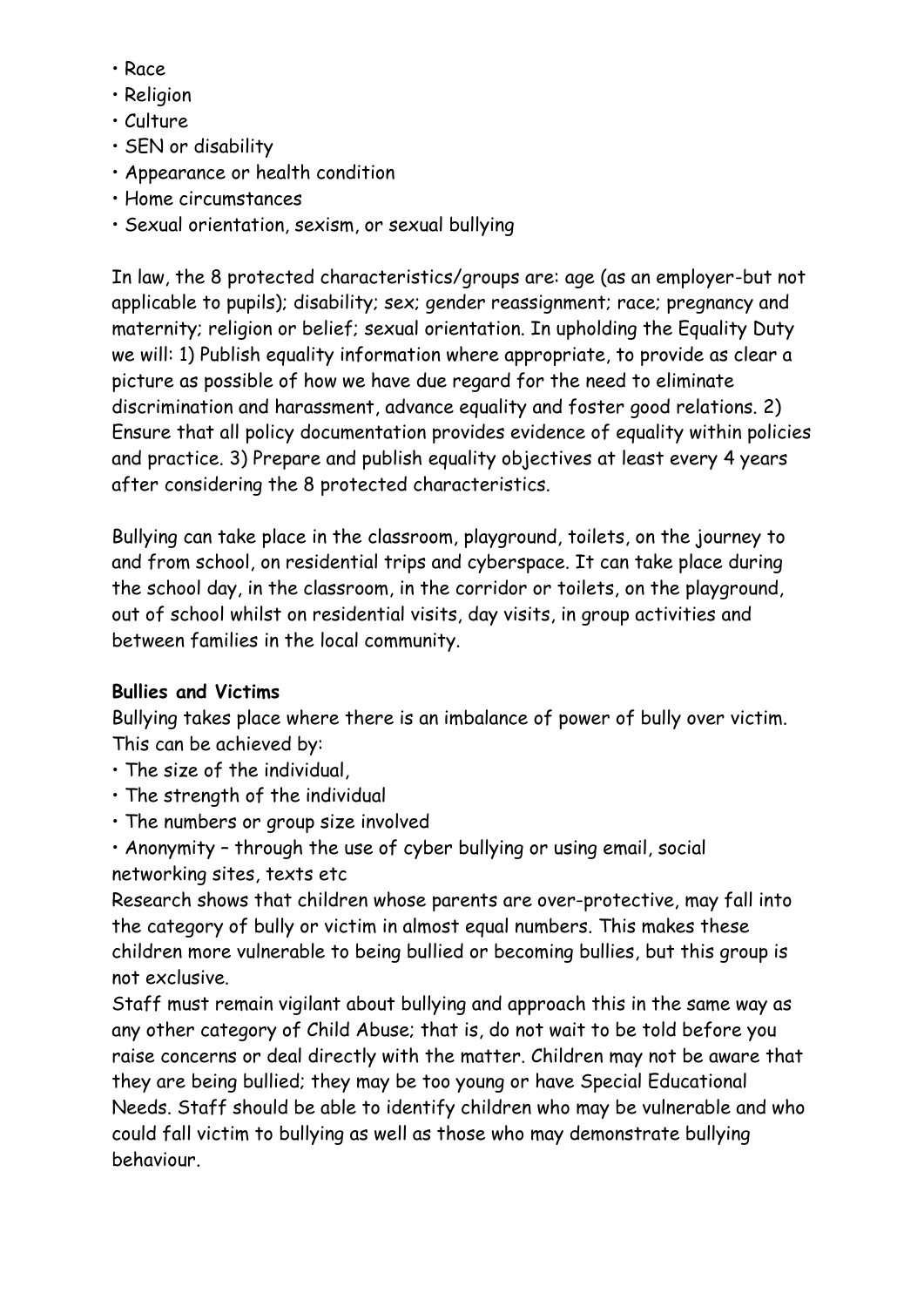- Race
- Religion
- Culture
- SEN or disability
- Appearance or health condition
- Home circumstances
- Sexual orientation, sexism, or sexual bullying

In law, the 8 protected characteristics/groups are: age (as an employer-but not applicable to pupils); disability; sex; gender reassignment; race; pregnancy and maternity; religion or belief; sexual orientation. In upholding the Equality Duty we will: 1) Publish equality information where appropriate, to provide as clear a picture as possible of how we have due regard for the need to eliminate discrimination and harassment, advance equality and foster good relations. 2) Ensure that all policy documentation provides evidence of equality within policies and practice. 3) Prepare and publish equality objectives at least every 4 years after considering the 8 protected characteristics.

Bullying can take place in the classroom, playground, toilets, on the journey to and from school, on residential trips and cyberspace. It can take place during the school day, in the classroom, in the corridor or toilets, on the playground, out of school whilst on residential visits, day visits, in group activities and between families in the local community.

**Bullies and Victims**

Bullying takes place where there is an imbalance of power of bully over victim. This can be achieved by:

- The size of the individual,
- The strength of the individual
- The numbers or group size involved
- Anonymity – through the use of cyber bullying or using email, social networking sites, texts etc

Research shows that children whose parents are over-protective, may fall into the category of bully or victim in almost equal numbers. This makes these children more vulnerable to being bullied or becoming bullies, but this group is not exclusive.

Staff must remain vigilant about bullying and approach this in the same way as any other category of Child Abuse; that is, do not wait to be told before you raise concerns or deal directly with the matter. Children may not be aware that they are being bullied; they may be too young or have Special Educational Needs. Staff should be able to identify children who may be vulnerable and who could fall victim to bullying as well as those who may demonstrate bullying behaviour.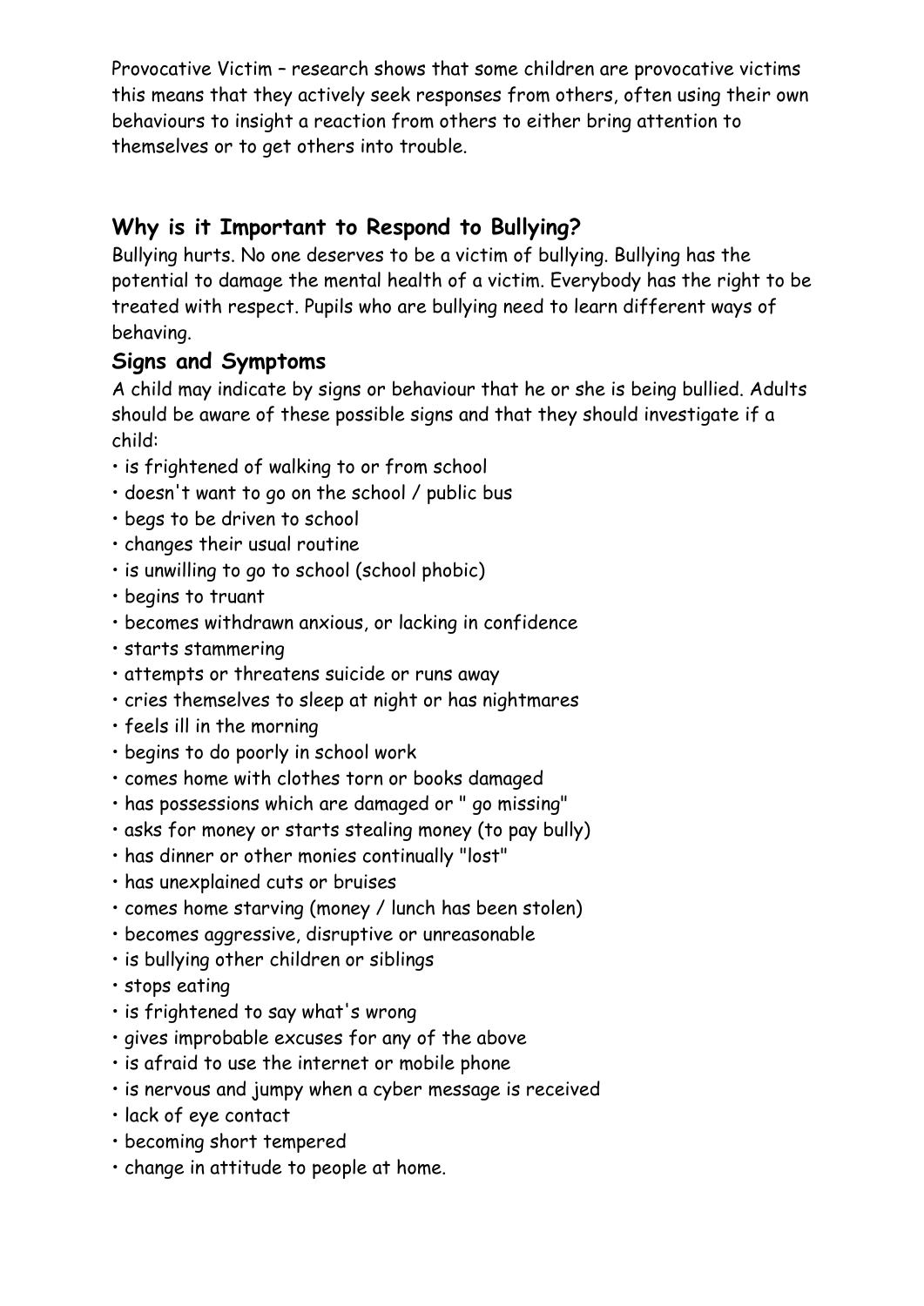Provocative Victim – research shows that some children are provocative victims this means that they actively seek responses from others, often using their own behaviours to insight a reaction from others to either bring attention to themselves or to get others into trouble.

## Why is it Important to Respond to Bullying?

Bullying hurts. No one deserves to be a victim of bullying. Bullying has the potential to damage the mental health of a victim. Everybody has the right to be treated with respect. Pupils who are bullying need to learn different ways of behaving.

## Signs and Symptoms

A child may indicate by signs or behaviour that he or she is being bullied. Adults should be aware of these possible signs and that they should investigate if a child:

- is frightened of walking to or from school
- doesn't want to go on the school / public bus
- begs to be driven to school
- changes their usual routine
- is unwilling to go to school (school phobic)
- begins to truant
- becomes withdrawn anxious, or lacking in confidence
- starts stammering
- attempts or threatens suicide or runs away
- cries themselves to sleep at night or has nightmares
- feels ill in the morning
- begins to do poorly in school work
- comes home with clothes torn or books damaged
- has possessions which are damaged or " go missing"
- asks for money or starts stealing money (to pay bully)
- has dinner or other monies continually "lost"
- has unexplained cuts or bruises
- comes home starving (money / lunch has been stolen)
- becomes aggressive, disruptive or unreasonable
- is bullying other children or siblings
- stops eating
- is frightened to say what's wrong
- gives improbable excuses for any of the above
- is afraid to use the internet or mobile phone
- is nervous and jumpy when a cyber message is received
- lack of eye contact
- becoming short tempered
- change in attitude to people at home.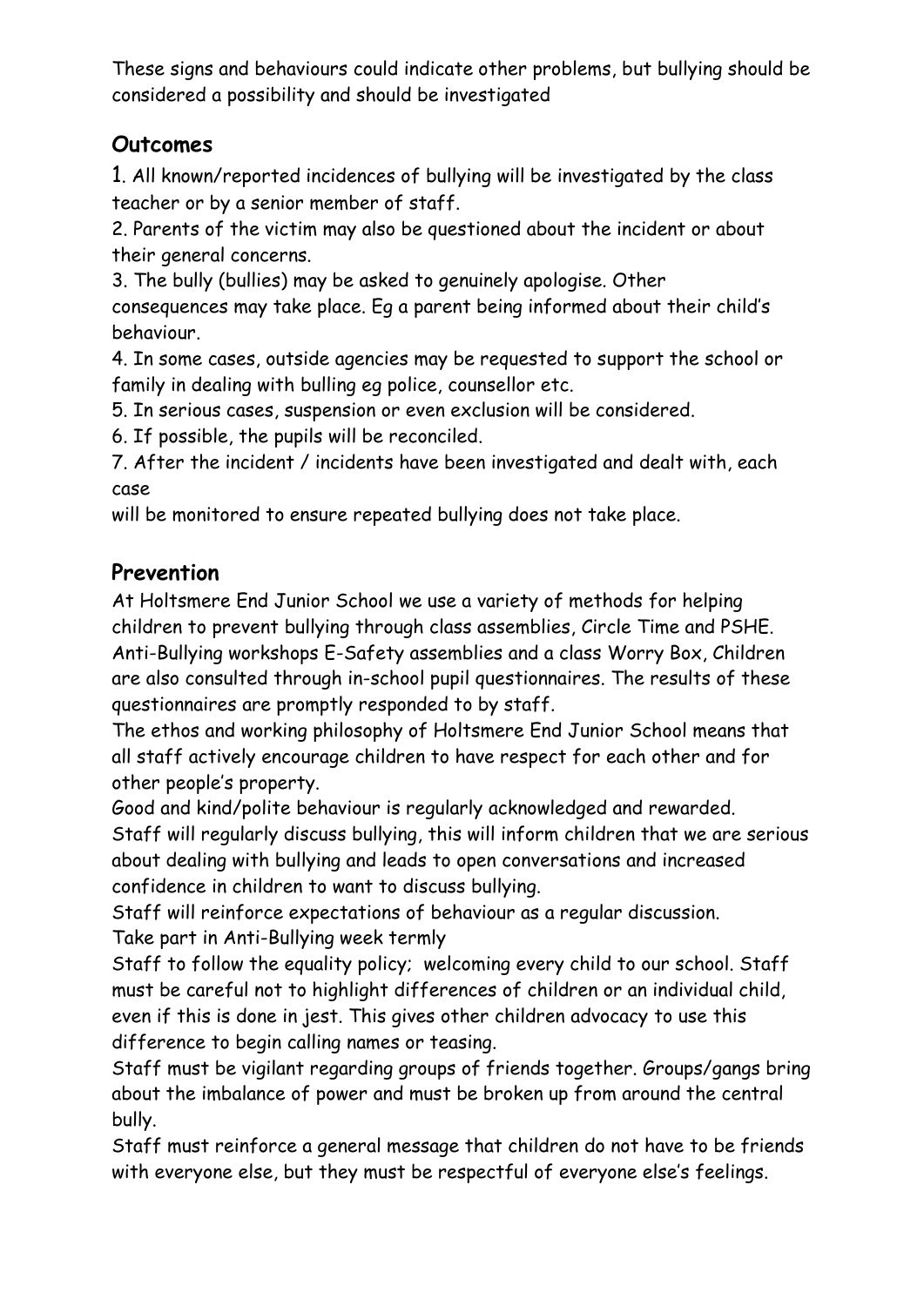These signs and behaviours could indicate other problems, but bullying should be considered a possibility and should be investigated

## Outcomes

1. All known/reported incidences of bullying will be investigated by the class teacher or by a senior member of staff.
2. Parents of the victim may also be questioned about the incident or about their general concerns.
3. The bully (bullies) may be asked to genuinely apologise. Other consequences may take place. Eg a parent being informed about their child's behaviour.
4. In some cases, outside agencies may be requested to support the school or family in dealing with bulling eg police, counsellor etc.
5. In serious cases, suspension or even exclusion will be considered.
6. If possible, the pupils will be reconciled.
7. After the incident / incidents have been investigated and dealt with, each case
will be monitored to ensure repeated bullying does not take place.

## Prevention

At Holtsmere End Junior School we use a variety of methods for helping children to prevent bullying through class assemblies, Circle Time and PSHE. Anti-Bullying workshops E-Safety assemblies and a class Worry Box, Children are also consulted through in-school pupil questionnaires. The results of these questionnaires are promptly responded to by staff.

The ethos and working philosophy of Holtsmere End Junior School means that all staff actively encourage children to have respect for each other and for other people's property.

Good and kind/polite behaviour is regularly acknowledged and rewarded.

Staff will regularly discuss bullying, this will inform children that we are serious about dealing with bullying and leads to open conversations and increased confidence in children to want to discuss bullying.

Staff will reinforce expectations of behaviour as a regular discussion.

Take part in Anti-Bullying week termly

Staff to follow the equality policy; welcoming every child to our school. Staff must be careful not to highlight differences of children or an individual child, even if this is done in jest. This gives other children advocacy to use this difference to begin calling names or teasing.

Staff must be vigilant regarding groups of friends together. Groups/gangs bring about the imbalance of power and must be broken up from around the central bully.

Staff must reinforce a general message that children do not have to be friends with everyone else, but they must be respectful of everyone else's feelings.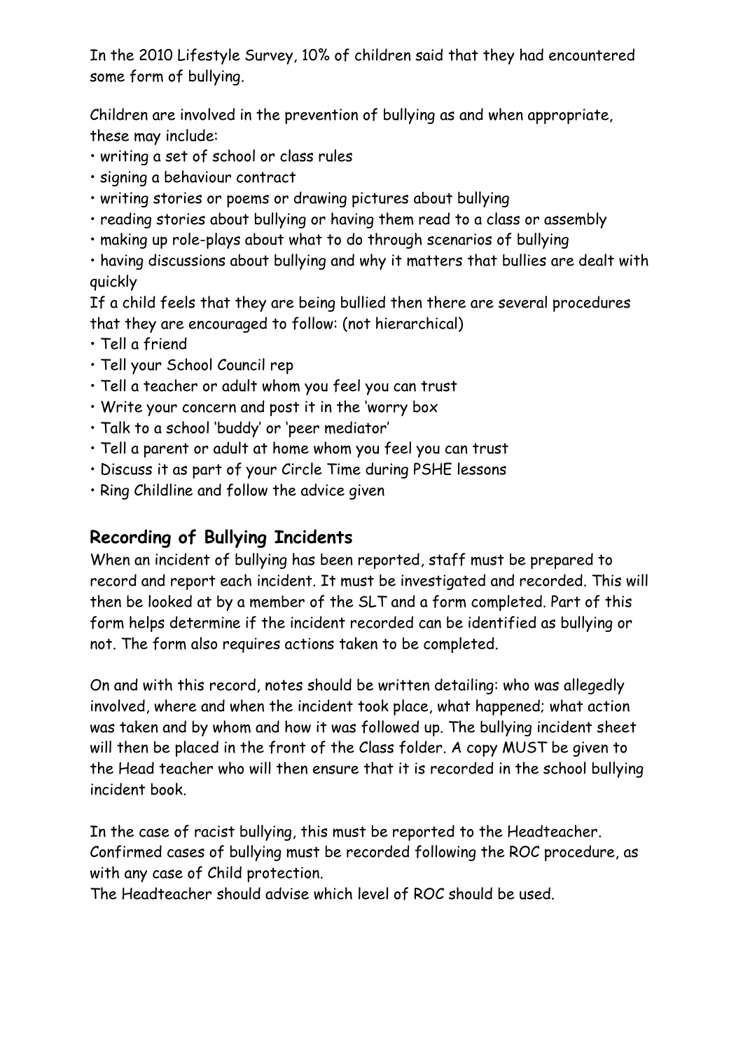In the 2010 Lifestyle Survey, 10% of children said that they had encountered some form of bullying.

Children are involved in the prevention of bullying as and when appropriate, these may include:

- writing a set of school or class rules
- signing a behaviour contract
- writing stories or poems or drawing pictures about bullying
- reading stories about bullying or having them read to a class or assembly
- making up role-plays about what to do through scenarios of bullying
- having discussions about bullying and why it matters that bullies are dealt with quickly

If a child feels that they are being bullied then there are several procedures that they are encouraged to follow: (not hierarchical)

- Tell a friend
- Tell your School Council rep
- Tell a teacher or adult whom you feel you can trust
- Write your concern and post it in the 'worry box
- Talk to a school 'buddy' or 'peer mediator'
- Tell a parent or adult at home whom you feel you can trust
- Discuss it as part of your Circle Time during PSHE lessons
- Ring Childline and follow the advice given

## Recording of Bullying Incidents

When an incident of bullying has been reported, staff must be prepared to record and report each incident. It must be investigated and recorded. This will then be looked at by a member of the SLT and a form completed. Part of this form helps determine if the incident recorded can be identified as bullying or not. The form also requires actions taken to be completed.

On and with this record, notes should be written detailing: who was allegedly involved, where and when the incident took place, what happened; what action was taken and by whom and how it was followed up. The bullying incident sheet will then be placed in the front of the Class folder. A copy MUST be given to the Head teacher who will then ensure that it is recorded in the school bullying incident book.

In the case of racist bullying, this must be reported to the Headteacher. Confirmed cases of bullying must be recorded following the ROC procedure, as with any case of Child protection.
The Headteacher should advise which level of ROC should be used.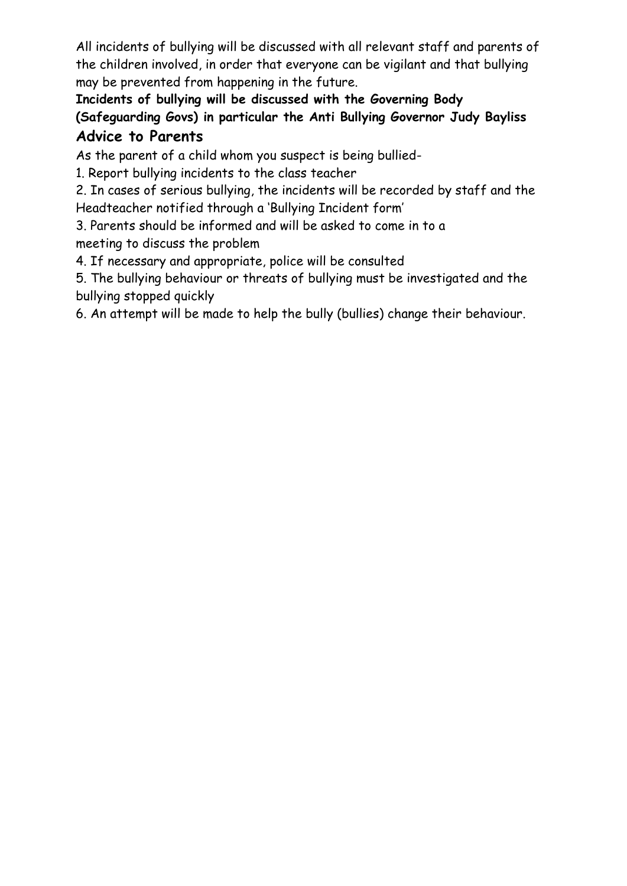All incidents of bullying will be discussed with all relevant staff and parents of the children involved, in order that everyone can be vigilant and that bullying may be prevented from happening in the future.

**Incidents of bullying will be discussed with the Governing Body (Safeguarding Govs) in particular the Anti Bullying Governor Judy Bayliss**

## Advice to Parents

As the parent of a child whom you suspect is being bullied-

1. Report bullying incidents to the class teacher
2. In cases of serious bullying, the incidents will be recorded by staff and the Headteacher notified through a 'Bullying Incident form'
3. Parents should be informed and will be asked to come in to a meeting to discuss the problem
4. If necessary and appropriate, police will be consulted
5. The bullying behaviour or threats of bullying must be investigated and the bullying stopped quickly
6. An attempt will be made to help the bully (bullies) change their behaviour.